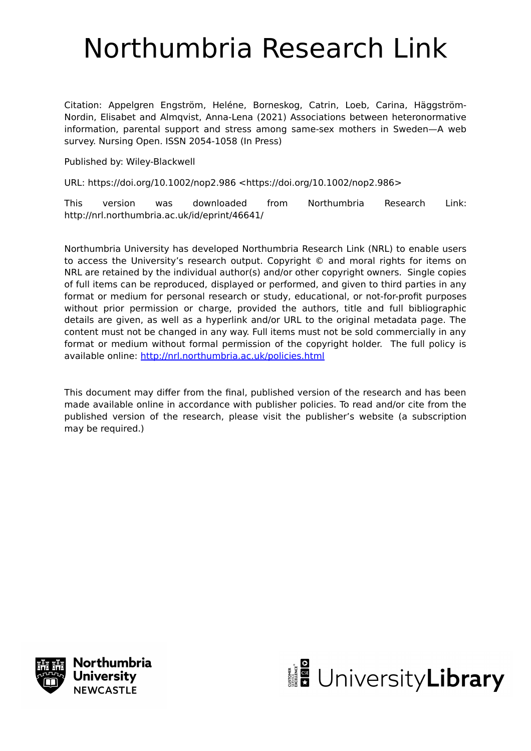# Northumbria Research Link

Citation: Appelgren Engström, Heléne, Borneskog, Catrin, Loeb, Carina, Häggström-Nordin, Elisabet and Almqvist, Anna-Lena (2021) Associations between heteronormative information, parental support and stress among same-sex mothers in Sweden—A web survey. Nursing Open. ISSN 2054-1058 (In Press)

Published by: Wiley-Blackwell

URL: https://doi.org/10.1002/nop2.986 <https://doi.org/10.1002/nop2.986>

This version was downloaded from Northumbria Research Link: http://nrl.northumbria.ac.uk/id/eprint/46641/

Northumbria University has developed Northumbria Research Link (NRL) to enable users to access the University's research output. Copyright © and moral rights for items on NRL are retained by the individual author(s) and/or other copyright owners. Single copies of full items can be reproduced, displayed or performed, and given to third parties in any format or medium for personal research or study, educational, or not-for-profit purposes without prior permission or charge, provided the authors, title and full bibliographic details are given, as well as a hyperlink and/or URL to the original metadata page. The content must not be changed in any way. Full items must not be sold commercially in any format or medium without formal permission of the copyright holder. The full policy is available online: http://nrl.northumbria.ac.uk/policies.html

This document may differ from the final, published version of the research and has been made available online in accordance with publisher policies. To read and/or cite from the published version of the research, please visit the publisher's website (a subscription may be required.)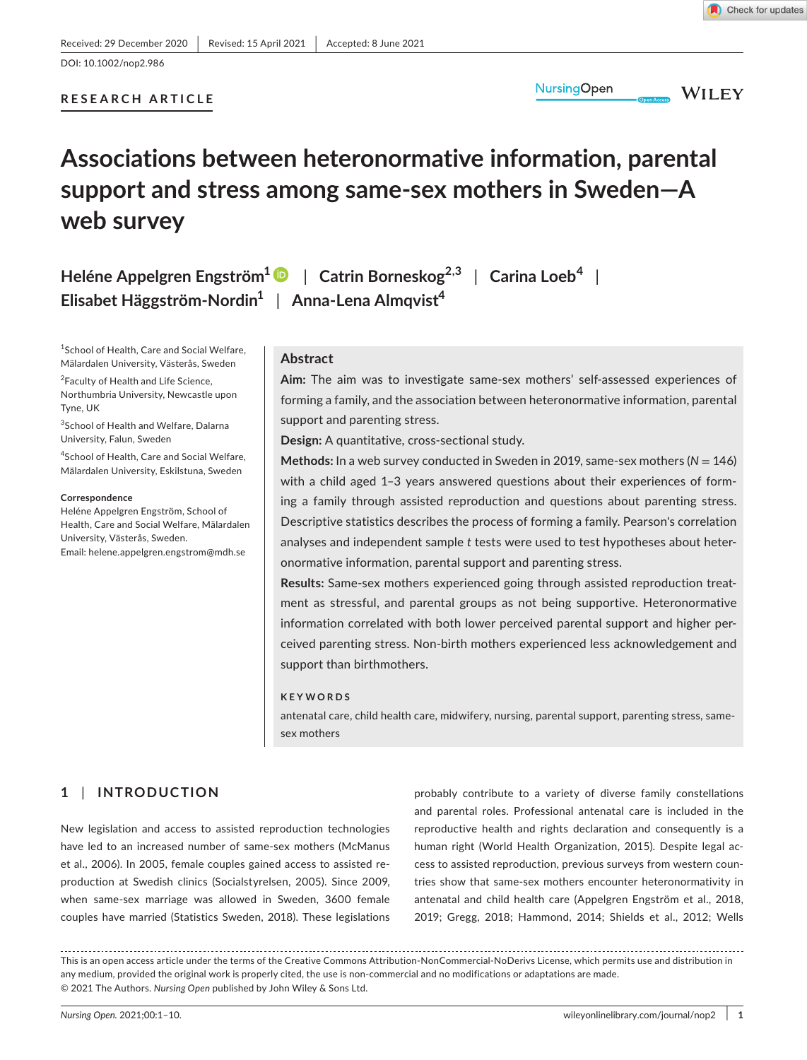Received: 29 December 2020 | Revised: 15 April 2021 | Accepted: 8 June 2021

DOI: 10.1002/nop2.986

RESEARCH ARTICLE

# Associations between heteronormative information, parental support and stress among same-sex mothers in Sweden—A web survey

Heléne Appelgren Engström[1] | Catrin Borneskog[2,3] | Carina Loeb[4] | Elisabet Häggström-Nordin[1] | Anna-Lena Almqvist[4]

[1]School of Health, Care and Social Welfare, Mälardalen University, Västerås, Sweden

[2]Faculty of Health and Life Science, Northumbria University, Newcastle upon Tyne, UK

[3]School of Health and Welfare, Dalarna University, Falun, Sweden

[4]School of Health, Care and Social Welfare, Mälardalen University, Eskilstuna, Sweden

**Correspondence**
Heléne Appelgren Engström, School of Health, Care and Social Welfare, Mälardalen University, Västerås, Sweden.
Email: helene.appelgren.engstrom@mdh.se

## Abstract

**Aim:** The aim was to investigate same-sex mothers' self-assessed experiences of forming a family, and the association between heteronormative information, parental support and parenting stress.

**Design:** A quantitative, cross-sectional study.

**Methods:** In a web survey conducted in Sweden in 2019, same-sex mothers ($N = 146$) with a child aged 1–3 years answered questions about their experiences of forming a family through assisted reproduction and questions about parenting stress. Descriptive statistics describes the process of forming a family. Pearson's correlation analyses and independent sample $t$ tests were used to test hypotheses about heteronormative information, parental support and parenting stress.

**Results:** Same-sex mothers experienced going through assisted reproduction treatment as stressful, and parental groups as not being supportive. Heteronormative information correlated with both lower perceived parental support and higher perceived parenting stress. Non-birth mothers experienced less acknowledgement and support than birthmothers.

**KEYWORDS**

antenatal care, child health care, midwifery, nursing, parental support, parenting stress, same-sex mothers

## 1 | INTRODUCTION

New legislation and access to assisted reproduction technologies have led to an increased number of same-sex mothers (McManus et al., 2006). In 2005, female couples gained access to assisted reproduction at Swedish clinics (Socialstyrelsen, 2005). Since 2009, when same-sex marriage was allowed in Sweden, 3600 female couples have married (Statistics Sweden, 2018). These legislations probably contribute to a variety of diverse family constellations and parental roles. Professional antenatal care is included in the reproductive health and rights declaration and consequently is a human right (World Health Organization, 2015). Despite legal access to assisted reproduction, previous surveys from western countries show that same-sex mothers encounter heteronormativity in antenatal and child health care (Appelgren Engström et al., 2018, 2019; Gregg, 2018; Hammond, 2014; Shields et al., 2012; Wells

This is an open access article under the terms of the Creative Commons Attribution-NonCommercial-NoDerivs License, which permits use and distribution in any medium, provided the original work is properly cited, the use is non-commercial and no modifications or adaptations are made.
© 2021 The Authors. *Nursing Open* published by John Wiley & Sons Ltd.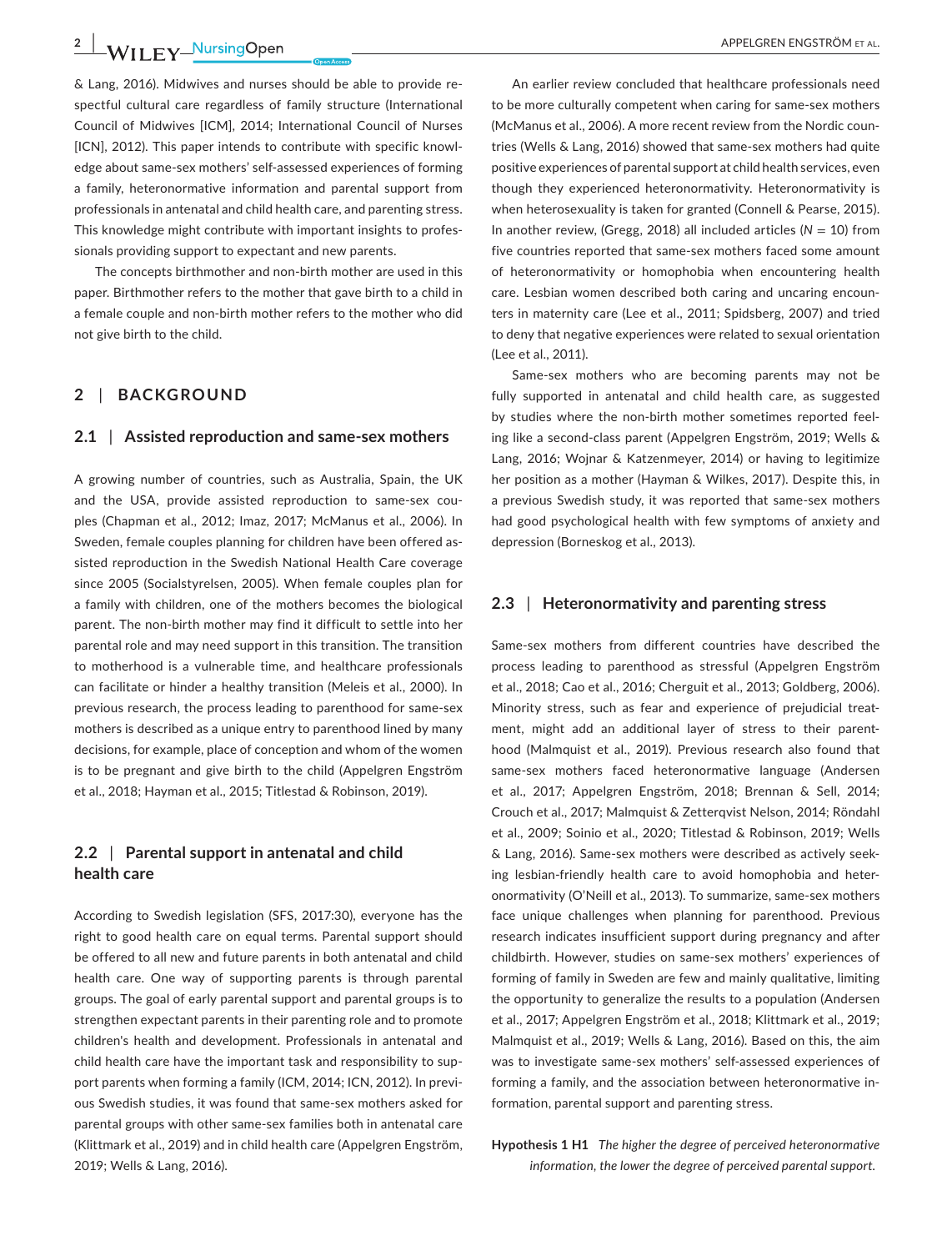& Lang, 2016). Midwives and nurses should be able to provide respectful cultural care regardless of family structure (International Council of Midwives [ICM], 2014; International Council of Nurses [ICN], 2012). This paper intends to contribute with specific knowledge about same-sex mothers' self-assessed experiences of forming a family, heteronormative information and parental support from professionals in antenatal and child health care, and parenting stress. This knowledge might contribute with important insights to professionals providing support to expectant and new parents.

The concepts birthmother and non-birth mother are used in this paper. Birthmother refers to the mother that gave birth to a child in a female couple and non-birth mother refers to the mother who did not give birth to the child.

## 2 | BACKGROUND

### 2.1 | Assisted reproduction and same-sex mothers

A growing number of countries, such as Australia, Spain, the UK and the USA, provide assisted reproduction to same-sex couples (Chapman et al., 2012; Imaz, 2017; McManus et al., 2006). In Sweden, female couples planning for children have been offered assisted reproduction in the Swedish National Health Care coverage since 2005 (Socialstyrelsen, 2005). When female couples plan for a family with children, one of the mothers becomes the biological parent. The non-birth mother may find it difficult to settle into her parental role and may need support in this transition. The transition to motherhood is a vulnerable time, and healthcare professionals can facilitate or hinder a healthy transition (Meleis et al., 2000). In previous research, the process leading to parenthood for same-sex mothers is described as a unique entry to parenthood lined by many decisions, for example, place of conception and whom of the women is to be pregnant and give birth to the child (Appelgren Engström et al., 2018; Hayman et al., 2015; Titlestad & Robinson, 2019).

### 2.2 | Parental support in antenatal and child health care

According to Swedish legislation (SFS, 2017:30), everyone has the right to good health care on equal terms. Parental support should be offered to all new and future parents in both antenatal and child health care. One way of supporting parents is through parental groups. The goal of early parental support and parental groups is to strengthen expectant parents in their parenting role and to promote children's health and development. Professionals in antenatal and child health care have the important task and responsibility to support parents when forming a family (ICM, 2014; ICN, 2012). In previous Swedish studies, it was found that same-sex mothers asked for parental groups with other same-sex families both in antenatal care (Klittmark et al., 2019) and in child health care (Appelgren Engström, 2019; Wells & Lang, 2016).

An earlier review concluded that healthcare professionals need to be more culturally competent when caring for same-sex mothers (McManus et al., 2006). A more recent review from the Nordic countries (Wells & Lang, 2016) showed that same-sex mothers had quite positive experiences of parental support at child health services, even though they experienced heteronormativity. Heteronormativity is when heterosexuality is taken for granted (Connell & Pearse, 2015). In another review, (Gregg, 2018) all included articles ($N = 10$) from five countries reported that same-sex mothers faced some amount of heteronormativity or homophobia when encountering health care. Lesbian women described both caring and uncaring encounters in maternity care (Lee et al., 2011; Spidsberg, 2007) and tried to deny that negative experiences were related to sexual orientation (Lee et al., 2011).

Same-sex mothers who are becoming parents may not be fully supported in antenatal and child health care, as suggested by studies where the non-birth mother sometimes reported feeling like a second-class parent (Appelgren Engström, 2019; Wells & Lang, 2016; Wojnar & Katzenmeyer, 2014) or having to legitimize her position as a mother (Hayman & Wilkes, 2017). Despite this, in a previous Swedish study, it was reported that same-sex mothers had good psychological health with few symptoms of anxiety and depression (Borneskog et al., 2013).

### 2.3 | Heteronormativity and parenting stress

Same-sex mothers from different countries have described the process leading to parenthood as stressful (Appelgren Engström et al., 2018; Cao et al., 2016; Cherguit et al., 2013; Goldberg, 2006). Minority stress, such as fear and experience of prejudicial treatment, might add an additional layer of stress to their parenthood (Malmquist et al., 2019). Previous research also found that same-sex mothers faced heteronormative language (Andersen et al., 2017; Appelgren Engström, 2018; Brennan & Sell, 2014; Crouch et al., 2017; Malmquist & Zetterqvist Nelson, 2014; Röndahl et al., 2009; Soinio et al., 2020; Titlestad & Robinson, 2019; Wells & Lang, 2016). Same-sex mothers were described as actively seeking lesbian-friendly health care to avoid homophobia and heteronormativity (O'Neill et al., 2013). To summarize, same-sex mothers face unique challenges when planning for parenthood. Previous research indicates insufficient support during pregnancy and after childbirth. However, studies on same-sex mothers' experiences of forming of family in Sweden are few and mainly qualitative, limiting the opportunity to generalize the results to a population (Andersen et al., 2017; Appelgren Engström et al., 2018; Klittmark et al., 2019; Malmquist et al., 2019; Wells & Lang, 2016). Based on this, the aim was to investigate same-sex mothers' self-assessed experiences of forming a family, and the association between heteronormative information, parental support and parenting stress.

**Hypothesis 1 H1** *The higher the degree of perceived heteronormative information, the lower the degree of perceived parental support.*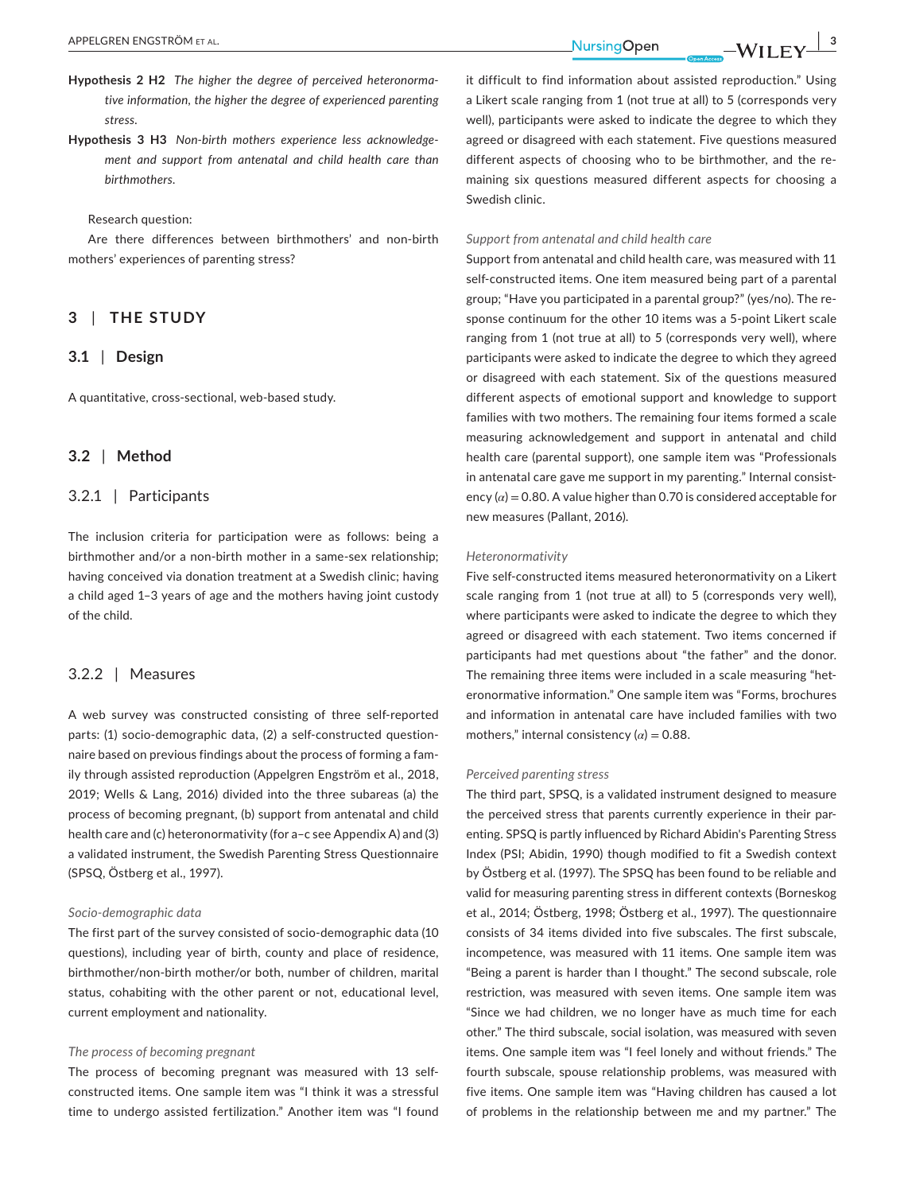**Hypothesis 2 H2** *The higher the degree of perceived heteronormative information, the higher the degree of experienced parenting stress.*

**Hypothesis 3 H3** *Non-birth mothers experience less acknowledgement and support from antenatal and child health care than birthmothers.*

Research question:

Are there differences between birthmothers' and non-birth mothers' experiences of parenting stress?

## 3 | THE STUDY

### 3.1 | Design

A quantitative, cross-sectional, web-based study.

### 3.2 | Method

#### 3.2.1 | Participants

The inclusion criteria for participation were as follows: being a birthmother and/or a non-birth mother in a same-sex relationship; having conceived via donation treatment at a Swedish clinic; having a child aged 1–3 years of age and the mothers having joint custody of the child.

#### 3.2.2 | Measures

A web survey was constructed consisting of three self-reported parts: (1) socio-demographic data, (2) a self-constructed questionnaire based on previous findings about the process of forming a family through assisted reproduction (Appelgren Engström et al., 2018, 2019; Wells & Lang, 2016) divided into the three subareas (a) the process of becoming pregnant, (b) support from antenatal and child health care and (c) heteronormativity (for a–c see Appendix A) and (3) a validated instrument, the Swedish Parenting Stress Questionnaire (SPSQ, Östberg et al., 1997).

*Socio-demographic data*

The first part of the survey consisted of socio-demographic data (10 questions), including year of birth, county and place of residence, birthmother/non-birth mother/or both, number of children, marital status, cohabiting with the other parent or not, educational level, current employment and nationality.

*The process of becoming pregnant*

The process of becoming pregnant was measured with 13 self-constructed items. One sample item was "I think it was a stressful time to undergo assisted fertilization." Another item was "I found it difficult to find information about assisted reproduction." Using a Likert scale ranging from 1 (not true at all) to 5 (corresponds very well), participants were asked to indicate the degree to which they agreed or disagreed with each statement. Five questions measured different aspects of choosing who to be birthmother, and the remaining six questions measured different aspects for choosing a Swedish clinic.

*Support from antenatal and child health care*

Support from antenatal and child health care, was measured with 11 self-constructed items. One item measured being part of a parental group; "Have you participated in a parental group?" (yes/no). The response continuum for the other 10 items was a 5-point Likert scale ranging from 1 (not true at all) to 5 (corresponds very well), where participants were asked to indicate the degree to which they agreed or disagreed with each statement. Six of the questions measured different aspects of emotional support and knowledge to support families with two mothers. The remaining four items formed a scale measuring acknowledgement and support in antenatal and child health care (parental support), one sample item was "Professionals in antenatal care gave me support in my parenting." Internal consistency ($\alpha$) = 0.80. A value higher than 0.70 is considered acceptable for new measures (Pallant, 2016).

*Heteronormativity*

Five self-constructed items measured heteronormativity on a Likert scale ranging from 1 (not true at all) to 5 (corresponds very well), where participants were asked to indicate the degree to which they agreed or disagreed with each statement. Two items concerned if participants had met questions about "the father" and the donor. The remaining three items were included in a scale measuring "heteronormative information." One sample item was "Forms, brochures and information in antenatal care have included families with two mothers," internal consistency ($\alpha$) = 0.88.

*Perceived parenting stress*

The third part, SPSQ, is a validated instrument designed to measure the perceived stress that parents currently experience in their parenting. SPSQ is partly influenced by Richard Abidin's Parenting Stress Index (PSI; Abidin, 1990) though modified to fit a Swedish context by Östberg et al. (1997). The SPSQ has been found to be reliable and valid for measuring parenting stress in different contexts (Borneskog et al., 2014; Östberg, 1998; Östberg et al., 1997). The questionnaire consists of 34 items divided into five subscales. The first subscale, incompetence, was measured with 11 items. One sample item was "Being a parent is harder than I thought." The second subscale, role restriction, was measured with seven items. One sample item was "Since we had children, we no longer have as much time for each other." The third subscale, social isolation, was measured with seven items. One sample item was "I feel lonely and without friends." The fourth subscale, spouse relationship problems, was measured with five items. One sample item was "Having children has caused a lot of problems in the relationship between me and my partner." The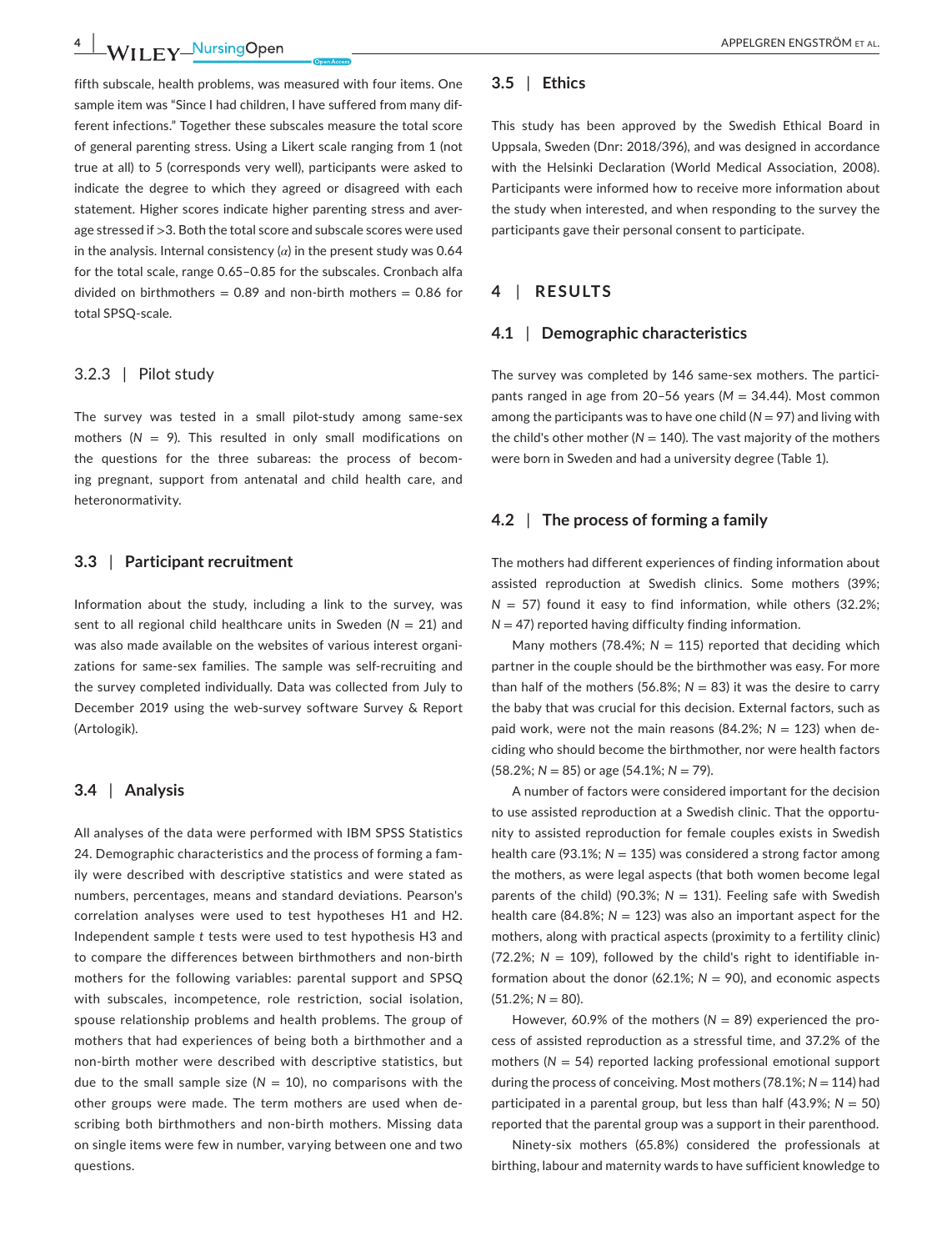fifth subscale, health problems, was measured with four items. One sample item was "Since I had children, I have suffered from many different infections." Together these subscales measure the total score of general parenting stress. Using a Likert scale ranging from 1 (not true at all) to 5 (corresponds very well), participants were asked to indicate the degree to which they agreed or disagreed with each statement. Higher scores indicate higher parenting stress and average stressed if >3. Both the total score and subscale scores were used in the analysis. Internal consistency ($\alpha$) in the present study was 0.64 for the total scale, range 0.65–0.85 for the subscales. Cronbach alfa divided on birthmothers = 0.89 and non-birth mothers = 0.86 for total SPSQ-scale.

### 3.2.3 | Pilot study

The survey was tested in a small pilot-study among same-sex mothers (*N* = 9). This resulted in only small modifications on the questions for the three subareas: the process of becoming pregnant, support from antenatal and child health care, and heteronormativity.

## 3.3 | Participant recruitment

Information about the study, including a link to the survey, was sent to all regional child healthcare units in Sweden (*N* = 21) and was also made available on the websites of various interest organizations for same-sex families. The sample was self-recruiting and the survey completed individually. Data was collected from July to December 2019 using the web-survey software Survey & Report (Artologik).

## 3.4 | Analysis

All analyses of the data were performed with IBM SPSS Statistics 24. Demographic characteristics and the process of forming a family were described with descriptive statistics and were stated as numbers, percentages, means and standard deviations. Pearson's correlation analyses were used to test hypotheses H1 and H2. Independent sample *t* tests were used to test hypothesis H3 and to compare the differences between birthmothers and non-birth mothers for the following variables: parental support and SPSQ with subscales, incompetence, role restriction, social isolation, spouse relationship problems and health problems. The group of mothers that had experiences of being both a birthmother and a non-birth mother were described with descriptive statistics, but due to the small sample size (*N* = 10), no comparisons with the other groups were made. The term mothers are used when describing both birthmothers and non-birth mothers. Missing data on single items were few in number, varying between one and two questions.

## 3.5 | Ethics

This study has been approved by the Swedish Ethical Board in Uppsala, Sweden (Dnr: 2018/396), and was designed in accordance with the Helsinki Declaration (World Medical Association, 2008). Participants were informed how to receive more information about the study when interested, and when responding to the survey the participants gave their personal consent to participate.

# 4 | RESULTS

## 4.1 | Demographic characteristics

The survey was completed by 146 same-sex mothers. The participants ranged in age from 20–56 years (*M* = 34.44). Most common among the participants was to have one child (*N* = 97) and living with the child's other mother (*N* = 140). The vast majority of the mothers were born in Sweden and had a university degree (Table 1).

## 4.2 | The process of forming a family

The mothers had different experiences of finding information about assisted reproduction at Swedish clinics. Some mothers (39%; *N* = 57) found it easy to find information, while others (32.2%; *N* = 47) reported having difficulty finding information.

Many mothers (78.4%; *N* = 115) reported that deciding which partner in the couple should be the birthmother was easy. For more than half of the mothers (56.8%; *N* = 83) it was the desire to carry the baby that was crucial for this decision. External factors, such as paid work, were not the main reasons (84.2%; *N* = 123) when deciding who should become the birthmother, nor were health factors (58.2%; *N* = 85) or age (54.1%; *N* = 79).

A number of factors were considered important for the decision to use assisted reproduction at a Swedish clinic. That the opportunity to assisted reproduction for female couples exists in Swedish health care (93.1%; *N* = 135) was considered a strong factor among the mothers, as were legal aspects (that both women become legal parents of the child) (90.3%; *N* = 131). Feeling safe with Swedish health care (84.8%; *N* = 123) was also an important aspect for the mothers, along with practical aspects (proximity to a fertility clinic) (72.2%; *N* = 109), followed by the child's right to identifiable information about the donor (62.1%; *N* = 90), and economic aspects (51.2%; *N* = 80).

However, 60.9% of the mothers (*N* = 89) experienced the process of assisted reproduction as a stressful time, and 37.2% of the mothers (*N* = 54) reported lacking professional emotional support during the process of conceiving. Most mothers (78.1%; *N* = 114) had participated in a parental group, but less than half (43.9%; *N* = 50) reported that the parental group was a support in their parenthood.

Ninety-six mothers (65.8%) considered the professionals at birthing, labour and maternity wards to have sufficient knowledge to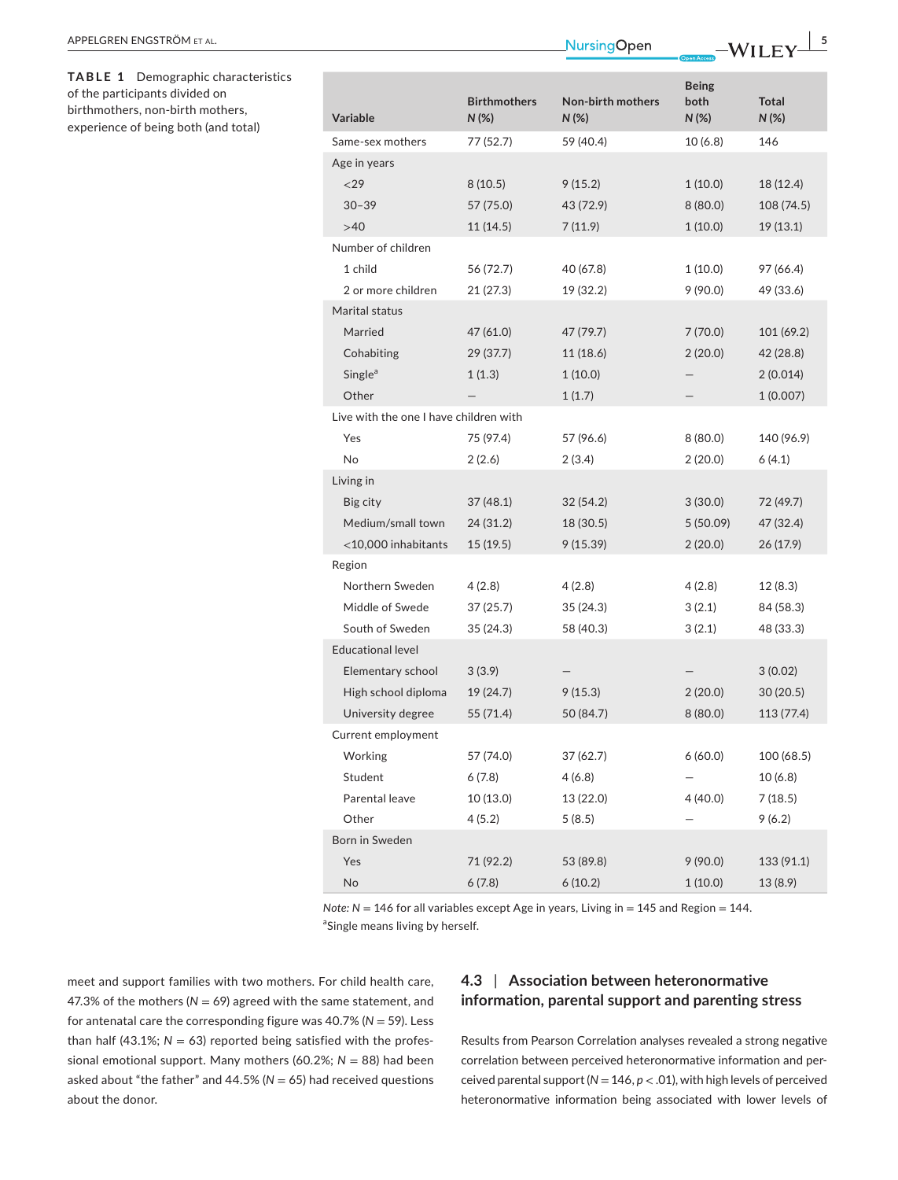**TABLE 1** Demographic characteristics of the participants divided on birthmothers, non-birth mothers, experience of being both (and total)

| Variable | Birthmothers *N* (%) | Non-birth mothers *N* (%) | Being both *N* (%) | Total *N* (%) |
|---|---|---|---|---|
| Same-sex mothers | 77 (52.7) | 59 (40.4) | 10 (6.8) | 146 |
| Age in years | | | | |
| <29 | 8 (10.5) | 9 (15.2) | 1 (10.0) | 18 (12.4) |
| 30–39 | 57 (75.0) | 43 (72.9) | 8 (80.0) | 108 (74.5) |
| >40 | 11 (14.5) | 7 (11.9) | 1 (10.0) | 19 (13.1) |
| Number of children | | | | |
| 1 child | 56 (72.7) | 40 (67.8) | 1 (10.0) | 97 (66.4) |
| 2 or more children | 21 (27.3) | 19 (32.2) | 9 (90.0) | 49 (33.6) |
| Marital status | | | | |
| Married | 47 (61.0) | 47 (79.7) | 7 (70.0) | 101 (69.2) |
| Cohabiting | 29 (37.7) | 11 (18.6) | 2 (20.0) | 42 (28.8) |
| Single[a] | 1 (1.3) | 1 (10.0) | – | 2 (0.014) |
| Other | – | 1 (1.7) | – | 1 (0.007) |
| Live with the one I have children with | | | | |
| Yes | 75 (97.4) | 57 (96.6) | 8 (80.0) | 140 (96.9) |
| No | 2 (2.6) | 2 (3.4) | 2 (20.0) | 6 (4.1) |
| Living in | | | | |
| Big city | 37 (48.1) | 32 (54.2) | 3 (30.0) | 72 (49.7) |
| Medium/small town | 24 (31.2) | 18 (30.5) | 5 (50.09) | 47 (32.4) |
| <10,000 inhabitants | 15 (19.5) | 9 (15.39) | 2 (20.0) | 26 (17.9) |
| Region | | | | |
| Northern Sweden | 4 (2.8) | 4 (2.8) | 4 (2.8) | 12 (8.3) |
| Middle of Swede | 37 (25.7) | 35 (24.3) | 3 (2.1) | 84 (58.3) |
| South of Sweden | 35 (24.3) | 58 (40.3) | 3 (2.1) | 48 (33.3) |
| Educational level | | | | |
| Elementary school | 3 (3.9) | – | – | 3 (0.02) |
| High school diploma | 19 (24.7) | 9 (15.3) | 2 (20.0) | 30 (20.5) |
| University degree | 55 (71.4) | 50 (84.7) | 8 (80.0) | 113 (77.4) |
| Current employment | | | | |
| Working | 57 (74.0) | 37 (62.7) | 6 (60.0) | 100 (68.5) |
| Student | 6 (7.8) | 4 (6.8) | – | 10 (6.8) |
| Parental leave | 10 (13.0) | 13 (22.0) | 4 (40.0) | 7 (18.5) |
| Other | 4 (5.2) | 5 (8.5) | – | 9 (6.2) |
| Born in Sweden | | | | |
| Yes | 71 (92.2) | 53 (89.8) | 9 (90.0) | 133 (91.1) |
| No | 6 (7.8) | 6 (10.2) | 1 (10.0) | 13 (8.9) |

*Note:* $N = 146$ for all variables except Age in years, Living in = 145 and Region = 144.
[a]Single means living by herself.

meet and support families with two mothers. For child health care, 47.3% of the mothers ($N = 69$) agreed with the same statement, and for antenatal care the corresponding figure was 40.7% ($N = 59$). Less than half (43.1%; $N = 63$) reported being satisfied with the professional emotional support. Many mothers (60.2%; $N = 88$) had been asked about "the father" and 44.5% ($N = 65$) had received questions about the donor.

### 4.3 | Association between heteronormative information, parental support and parenting stress

Results from Pearson Correlation analyses revealed a strong negative correlation between perceived heteronormative information and perceived parental support ($N = 146$, $p < .01$), with high levels of perceived heteronormative information being associated with lower levels of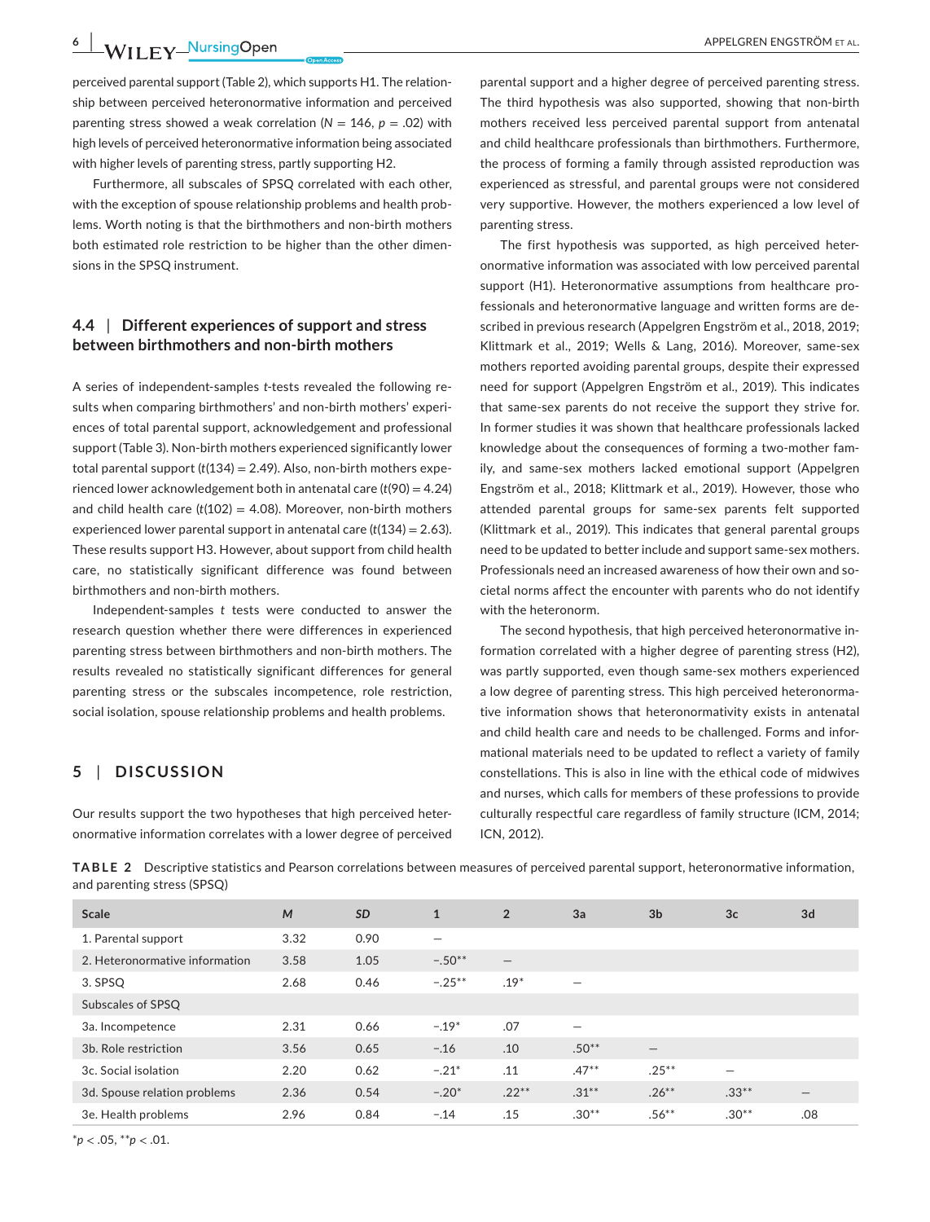perceived parental support (Table 2), which supports H1. The relationship between perceived heteronormative information and perceived parenting stress showed a weak correlation ($N$ = 146, $p$ = .02) with high levels of perceived heteronormative information being associated with higher levels of parenting stress, partly supporting H2.

Furthermore, all subscales of SPSQ correlated with each other, with the exception of spouse relationship problems and health problems. Worth noting is that the birthmothers and non-birth mothers both estimated role restriction to be higher than the other dimensions in the SPSQ instrument.

### 4.4 | Different experiences of support and stress between birthmothers and non-birth mothers

A series of independent-samples $t$-tests revealed the following results when comparing birthmothers' and non-birth mothers' experiences of total parental support, acknowledgement and professional support (Table 3). Non-birth mothers experienced significantly lower total parental support ($t$(134) = 2.49). Also, non-birth mothers experienced lower acknowledgement both in antenatal care ($t$(90) = 4.24) and child health care ($t$(102) = 4.08). Moreover, non-birth mothers experienced lower parental support in antenatal care ($t$(134) = 2.63). These results support H3. However, about support from child health care, no statistically significant difference was found between birthmothers and non-birth mothers.

Independent-samples $t$ tests were conducted to answer the research question whether there were differences in experienced parenting stress between birthmothers and non-birth mothers. The results revealed no statistically significant differences for general parenting stress or the subscales incompetence, role restriction, social isolation, spouse relationship problems and health problems.

## 5 | DISCUSSION

Our results support the two hypotheses that high perceived heteronormative information correlates with a lower degree of perceived parental support and a higher degree of perceived parenting stress. The third hypothesis was also supported, showing that non-birth mothers received less perceived parental support from antenatal and child healthcare professionals than birthmothers. Furthermore, the process of forming a family through assisted reproduction was experienced as stressful, and parental groups were not considered very supportive. However, the mothers experienced a low level of parenting stress.

The first hypothesis was supported, as high perceived heteronormative information was associated with low perceived parental support (H1). Heteronormative assumptions from healthcare professionals and heteronormative language and written forms are described in previous research (Appelgren Engström et al., 2018, 2019; Klittmark et al., 2019; Wells & Lang, 2016). Moreover, same-sex mothers reported avoiding parental groups, despite their expressed need for support (Appelgren Engström et al., 2019). This indicates that same-sex parents do not receive the support they strive for. In former studies it was shown that healthcare professionals lacked knowledge about the consequences of forming a two-mother family, and same-sex mothers lacked emotional support (Appelgren Engström et al., 2018; Klittmark et al., 2019). However, those who attended parental groups for same-sex parents felt supported (Klittmark et al., 2019). This indicates that general parental groups need to be updated to better include and support same-sex mothers. Professionals need an increased awareness of how their own and societal norms affect the encounter with parents who do not identify with the heteronorm.

The second hypothesis, that high perceived heteronormative information correlated with a higher degree of parenting stress (H2), was partly supported, even though same-sex mothers experienced a low degree of parenting stress. This high perceived heteronormative information shows that heteronormativity exists in antenatal and child health care and needs to be challenged. Forms and informational materials need to be updated to reflect a variety of family constellations. This is also in line with the ethical code of midwives and nurses, which calls for members of these professions to provide culturally respectful care regardless of family structure (ICM, 2014; ICN, 2012).

**TABLE 2** Descriptive statistics and Pearson correlations between measures of perceived parental support, heteronormative information, and parenting stress (SPSQ)

| Scale | M | SD | 1 | 2 | 3a | 3b | 3c | 3d |
|---|---|---|---|---|---|---|---|---|
| 1. Parental support | 3.32 | 0.90 | – | | | | | |
| 2. Heteronormative information | 3.58 | 1.05 | −.50** | – | | | | |
| 3. SPSQ | 2.68 | 0.46 | −.25** | .19* | – | | | |
| Subscales of SPSQ | | | | | | | | |
| 3a. Incompetence | 2.31 | 0.66 | −.19* | .07 | – | | | |
| 3b. Role restriction | 3.56 | 0.65 | −.16 | .10 | .50** | – | | |
| 3c. Social isolation | 2.20 | 0.62 | −.21* | .11 | .47** | .25** | – | |
| 3d. Spouse relation problems | 2.36 | 0.54 | −.20* | .22** | .31** | .26** | .33** | – |
| 3e. Health problems | 2.96 | 0.84 | −.14 | .15 | .30** | .56** | .30** | .08 |

*$p$ < .05, **$p$ < .01.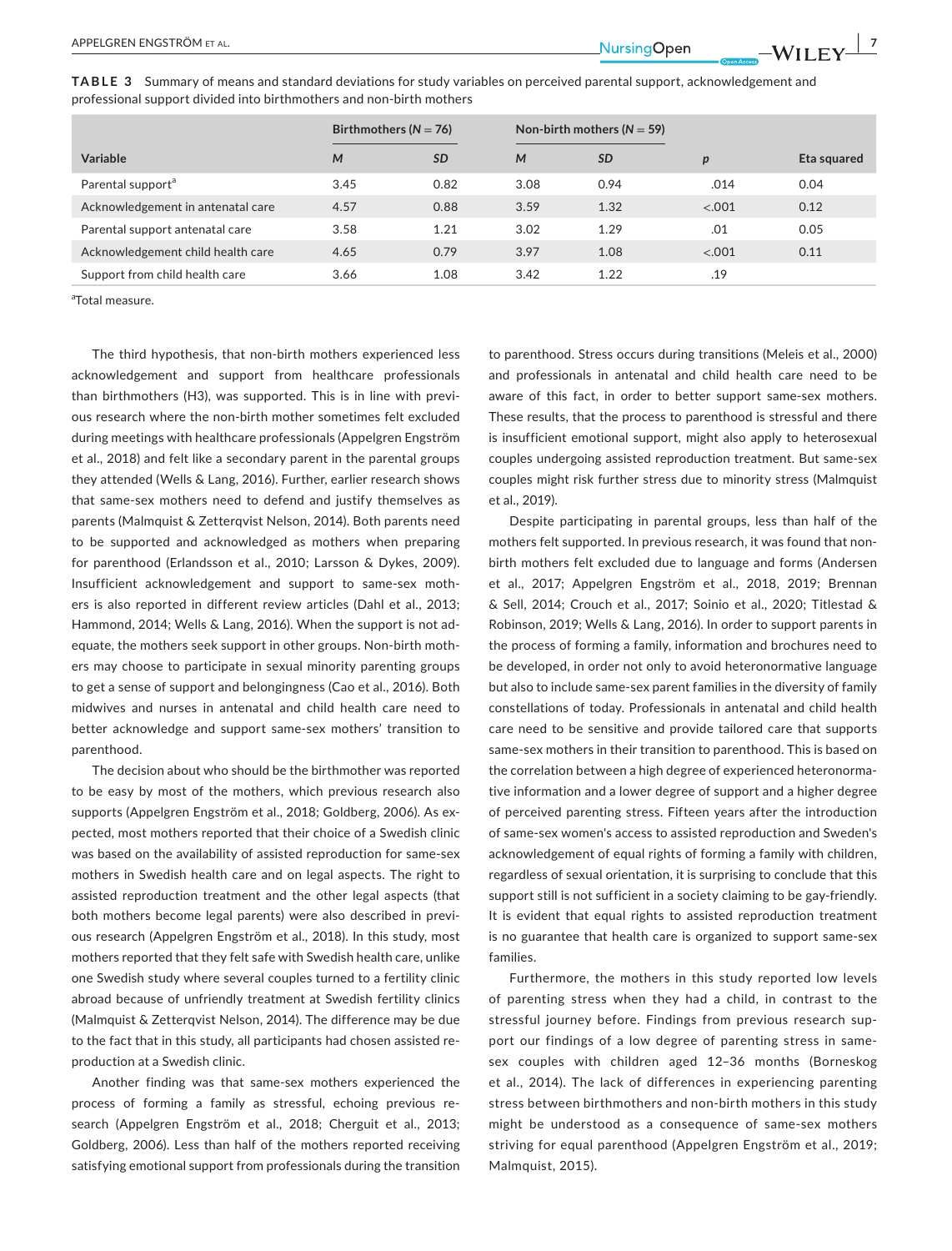**TABLE 3** Summary of means and standard deviations for study variables on perceived parental support, acknowledgement and professional support divided into birthmothers and non-birth mothers

| Variable | Birthmothers (*N* = 76) | | Non-birth mothers (*N* = 59) | | | |
|---|---|---|---|---|---|---|
| | *M* | *SD* | *M* | *SD* | *p* | Eta squared |
| Parental support[a] | 3.45 | 0.82 | 3.08 | 0.94 | .014 | 0.04 |
| Acknowledgement in antenatal care | 4.57 | 0.88 | 3.59 | 1.32 | <.001 | 0.12 |
| Parental support antenatal care | 3.58 | 1.21 | 3.02 | 1.29 | .01 | 0.05 |
| Acknowledgement child health care | 4.65 | 0.79 | 3.97 | 1.08 | <.001 | 0.11 |
| Support from child health care | 3.66 | 1.08 | 3.42 | 1.22 | .19 | |

[a]Total measure.

The third hypothesis, that non-birth mothers experienced less acknowledgement and support from healthcare professionals than birthmothers (H3), was supported. This is in line with previous research where the non-birth mother sometimes felt excluded during meetings with healthcare professionals (Appelgren Engström et al., 2018) and felt like a secondary parent in the parental groups they attended (Wells & Lang, 2016). Further, earlier research shows that same-sex mothers need to defend and justify themselves as parents (Malmquist & Zetterqvist Nelson, 2014). Both parents need to be supported and acknowledged as mothers when preparing for parenthood (Erlandsson et al., 2010; Larsson & Dykes, 2009). Insufficient acknowledgement and support to same-sex mothers is also reported in different review articles (Dahl et al., 2013; Hammond, 2014; Wells & Lang, 2016). When the support is not adequate, the mothers seek support in other groups. Non-birth mothers may choose to participate in sexual minority parenting groups to get a sense of support and belongingness (Cao et al., 2016). Both midwives and nurses in antenatal and child health care need to better acknowledge and support same-sex mothers' transition to parenthood.

The decision about who should be the birthmother was reported to be easy by most of the mothers, which previous research also supports (Appelgren Engström et al., 2018; Goldberg, 2006). As expected, most mothers reported that their choice of a Swedish clinic was based on the availability of assisted reproduction for same-sex mothers in Swedish health care and on legal aspects. The right to assisted reproduction treatment and the other legal aspects (that both mothers become legal parents) were also described in previous research (Appelgren Engström et al., 2018). In this study, most mothers reported that they felt safe with Swedish health care, unlike one Swedish study where several couples turned to a fertility clinic abroad because of unfriendly treatment at Swedish fertility clinics (Malmquist & Zetterqvist Nelson, 2014). The difference may be due to the fact that in this study, all participants had chosen assisted reproduction at a Swedish clinic.

Another finding was that same-sex mothers experienced the process of forming a family as stressful, echoing previous research (Appelgren Engström et al., 2018; Cherguit et al., 2013; Goldberg, 2006). Less than half of the mothers reported receiving satisfying emotional support from professionals during the transition to parenthood. Stress occurs during transitions (Meleis et al., 2000) and professionals in antenatal and child health care need to be aware of this fact, in order to better support same-sex mothers. These results, that the process to parenthood is stressful and there is insufficient emotional support, might also apply to heterosexual couples undergoing assisted reproduction treatment. But same-sex couples might risk further stress due to minority stress (Malmquist et al., 2019).

Despite participating in parental groups, less than half of the mothers felt supported. In previous research, it was found that non-birth mothers felt excluded due to language and forms (Andersen et al., 2017; Appelgren Engström et al., 2018, 2019; Brennan & Sell, 2014; Crouch et al., 2017; Soinio et al., 2020; Titlestad & Robinson, 2019; Wells & Lang, 2016). In order to support parents in the process of forming a family, information and brochures need to be developed, in order not only to avoid heteronormative language but also to include same-sex parent families in the diversity of family constellations of today. Professionals in antenatal and child health care need to be sensitive and provide tailored care that supports same-sex mothers in their transition to parenthood. This is based on the correlation between a high degree of experienced heteronormative information and a lower degree of support and a higher degree of perceived parenting stress. Fifteen years after the introduction of same-sex women's access to assisted reproduction and Sweden's acknowledgement of equal rights of forming a family with children, regardless of sexual orientation, it is surprising to conclude that this support still is not sufficient in a society claiming to be gay-friendly. It is evident that equal rights to assisted reproduction treatment is no guarantee that health care is organized to support same-sex families.

Furthermore, the mothers in this study reported low levels of parenting stress when they had a child, in contrast to the stressful journey before. Findings from previous research support our findings of a low degree of parenting stress in same-sex couples with children aged 12–36 months (Borneskog et al., 2014). The lack of differences in experiencing parenting stress between birthmothers and non-birth mothers in this study might be understood as a consequence of same-sex mothers striving for equal parenthood (Appelgren Engström et al., 2019; Malmquist, 2015).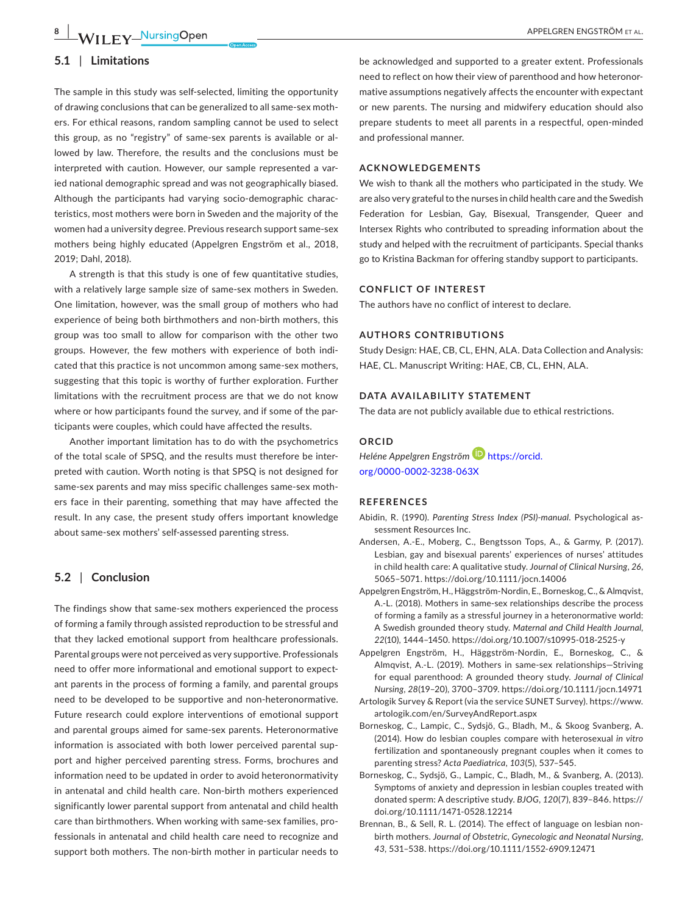### 5.1 | Limitations

The sample in this study was self-selected, limiting the opportunity of drawing conclusions that can be generalized to all same-sex mothers. For ethical reasons, random sampling cannot be used to select this group, as no "registry" of same-sex parents is available or allowed by law. Therefore, the results and the conclusions must be interpreted with caution. However, our sample represented a varied national demographic spread and was not geographically biased. Although the participants had varying socio-demographic characteristics, most mothers were born in Sweden and the majority of the women had a university degree. Previous research support same-sex mothers being highly educated (Appelgren Engström et al., 2018, 2019; Dahl, 2018).

A strength is that this study is one of few quantitative studies, with a relatively large sample size of same-sex mothers in Sweden. One limitation, however, was the small group of mothers who had experience of being both birthmothers and non-birth mothers, this group was too small to allow for comparison with the other two groups. However, the few mothers with experience of both indicated that this practice is not uncommon among same-sex mothers, suggesting that this topic is worthy of further exploration. Further limitations with the recruitment process are that we do not know where or how participants found the survey, and if some of the participants were couples, which could have affected the results.

Another important limitation has to do with the psychometrics of the total scale of SPSQ, and the results must therefore be interpreted with caution. Worth noting is that SPSQ is not designed for same-sex parents and may miss specific challenges same-sex mothers face in their parenting, something that may have affected the result. In any case, the present study offers important knowledge about same-sex mothers' self-assessed parenting stress.

### 5.2 | Conclusion

The findings show that same-sex mothers experienced the process of forming a family through assisted reproduction to be stressful and that they lacked emotional support from healthcare professionals. Parental groups were not perceived as very supportive. Professionals need to offer more informational and emotional support to expectant parents in the process of forming a family, and parental groups need to be developed to be supportive and non-heteronormative. Future research could explore interventions of emotional support and parental groups aimed for same-sex parents. Heteronormative information is associated with both lower perceived parental support and higher perceived parenting stress. Forms, brochures and information need to be updated in order to avoid heteronormativity in antenatal and child health care. Non-birth mothers experienced significantly lower parental support from antenatal and child health care than birthmothers. When working with same-sex families, professionals in antenatal and child health care need to recognize and support both mothers. The non-birth mother in particular needs to be acknowledged and supported to a greater extent. Professionals need to reflect on how their view of parenthood and how heteronormative assumptions negatively affects the encounter with expectant or new parents. The nursing and midwifery education should also prepare students to meet all parents in a respectful, open-minded and professional manner.

## ACKNOWLEDGEMENTS

We wish to thank all the mothers who participated in the study. We are also very grateful to the nurses in child health care and the Swedish Federation for Lesbian, Gay, Bisexual, Transgender, Queer and Intersex Rights who contributed to spreading information about the study and helped with the recruitment of participants. Special thanks go to Kristina Backman for offering standby support to participants.

## CONFLICT OF INTEREST

The authors have no conflict of interest to declare.

## AUTHORS CONTRIBUTIONS

Study Design: HAE, CB, CL, EHN, ALA. Data Collection and Analysis: HAE, CL. Manuscript Writing: HAE, CB, CL, EHN, ALA.

## DATA AVAILABILITY STATEMENT

The data are not publicly available due to ethical restrictions.

## ORCID

*Heléne Appelgren Engström* https://orcid.org/0000-0002-3238-063X

## REFERENCES

Abidin, R. (1990). *Parenting Stress Index (PSI)-manual*. Psychological assessment Resources Inc.

Andersen, A.-E., Moberg, C., Bengtsson Tops, A., & Garmy, P. (2017). Lesbian, gay and bisexual parents' experiences of nurses' attitudes in child health care: A qualitative study. *Journal of Clinical Nursing*, *26*, 5065–5071. https://doi.org/10.1111/jocn.14006

Appelgren Engström, H., Häggström-Nordin, E., Borneskog, C., & Almqvist, A.-L. (2018). Mothers in same-sex relationships describe the process of forming a family as a stressful journey in a heteronormative world: A Swedish grounded theory study. *Maternal and Child Health Journal*, *22*(10), 1444–1450. https://doi.org/10.1007/s10995-018-2525-y

Appelgren Engström, H., Häggström-Nordin, E., Borneskog, C., & Almqvist, A.-L. (2019). Mothers in same-sex relationships—Striving for equal parenthood: A grounded theory study. *Journal of Clinical Nursing*, *28*(19–20), 3700–3709. https://doi.org/10.1111/jocn.14971

Artologik Survey & Report (via the service SUNET Survey). https://www.artologik.com/en/SurveyAndReport.aspx

Borneskog, C., Lampic, C., Sydsjö, G., Bladh, M., & Skoog Svanberg, A. (2014). How do lesbian couples compare with heterosexual *in vitro* fertilization and spontaneously pregnant couples when it comes to parenting stress? *Acta Paediatrica*, *103*(5), 537–545.

Borneskog, C., Sydsjö, G., Lampic, C., Bladh, M., & Svanberg, A. (2013). Symptoms of anxiety and depression in lesbian couples treated with donated sperm: A descriptive study. *BJOG*, *120*(7), 839–846. https://doi.org/10.1111/1471-0528.12214

Brennan, B., & Sell, R. L. (2014). The effect of language on lesbian non-birth mothers. *Journal of Obstetric, Gynecologic and Neonatal Nursing*, *43*, 531–538. https://doi.org/10.1111/1552-6909.12471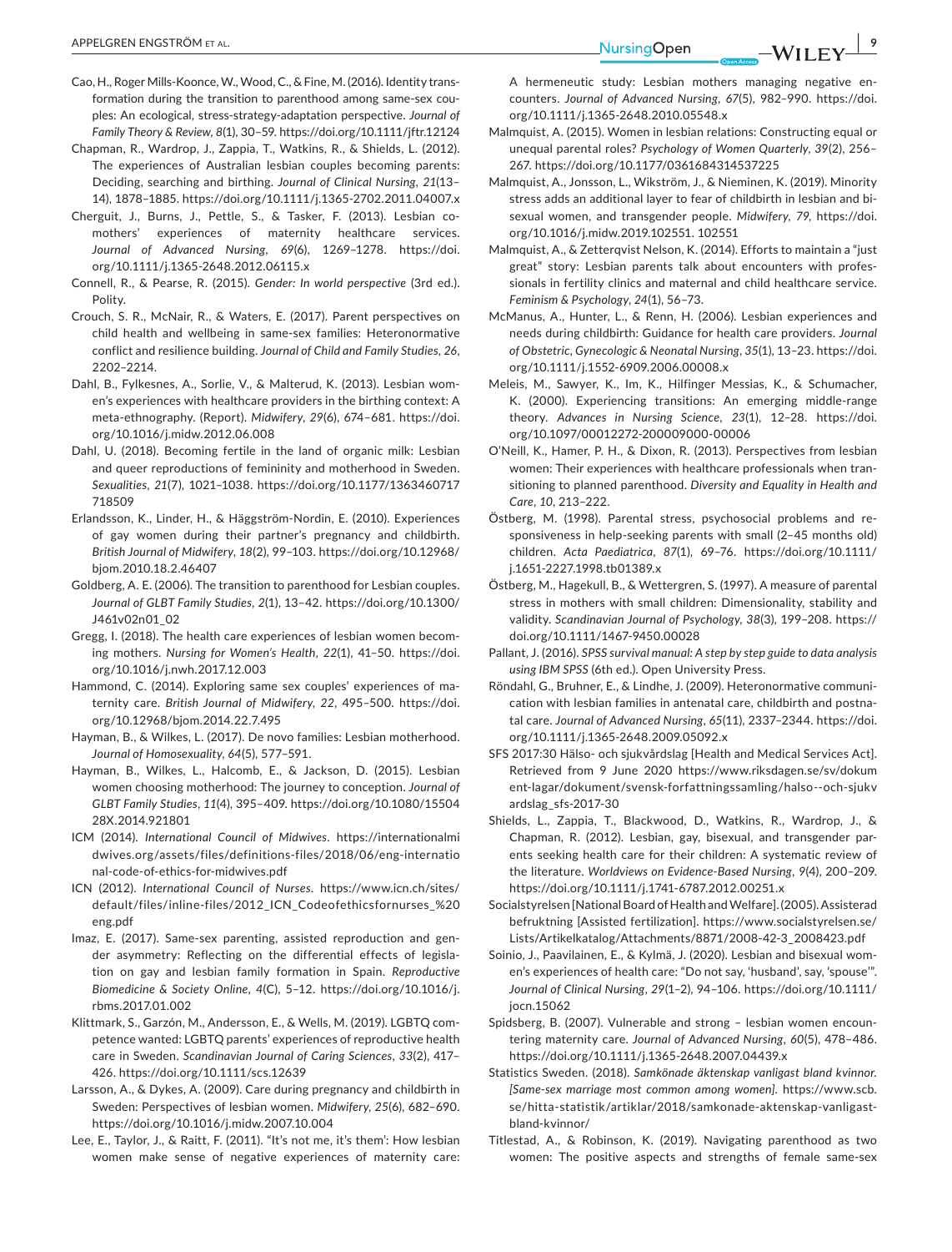Cao, H., Roger Mills-Koonce, W., Wood, C., & Fine, M. (2016). Identity transformation during the transition to parenthood among same-sex couples: An ecological, stress-strategy-adaptation perspective. *Journal of Family Theory & Review*, *8*(1), 30–59. https://doi.org/10.1111/jftr.12124

Chapman, R., Wardrop, J., Zappia, T., Watkins, R., & Shields, L. (2012). The experiences of Australian lesbian couples becoming parents: Deciding, searching and birthing. *Journal of Clinical Nursing*, *21*(13–14), 1878–1885. https://doi.org/10.1111/j.1365-2702.2011.04007.x

Cherguit, J., Burns, J., Pettle, S., & Tasker, F. (2013). Lesbian co-mothers' experiences of maternity healthcare services. *Journal of Advanced Nursing*, *69*(6), 1269–1278. https://doi.org/10.1111/j.1365-2648.2012.06115.x

Connell, R., & Pearse, R. (2015). *Gender: In world perspective* (3rd ed.). Polity.

Crouch, S. R., McNair, R., & Waters, E. (2017). Parent perspectives on child health and wellbeing in same-sex families: Heteronormative conflict and resilience building. *Journal of Child and Family Studies*, *26*, 2202–2214.

Dahl, B., Fylkesnes, A., Sorlie, V., & Malterud, K. (2013). Lesbian women's experiences with healthcare providers in the birthing context: A meta-ethnography. (Report). *Midwifery*, *29*(6), 674–681. https://doi.org/10.1016/j.midw.2012.06.008

Dahl, U. (2018). Becoming fertile in the land of organic milk: Lesbian and queer reproductions of femininity and motherhood in Sweden. *Sexualities*, *21*(7), 1021–1038. https://doi.org/10.1177/1363460717718509

Erlandsson, K., Linder, H., & Häggström-Nordin, E. (2010). Experiences of gay women during their partner's pregnancy and childbirth. *British Journal of Midwifery*, *18*(2), 99–103. https://doi.org/10.12968/bjom.2010.18.2.46407

Goldberg, A. E. (2006). The transition to parenthood for Lesbian couples. *Journal of GLBT Family Studies*, *2*(1), 13–42. https://doi.org/10.1300/J461v02n01_02

Gregg, I. (2018). The health care experiences of lesbian women becoming mothers. *Nursing for Women's Health*, *22*(1), 41–50. https://doi.org/10.1016/j.nwh.2017.12.003

Hammond, C. (2014). Exploring same sex couples' experiences of maternity care. *British Journal of Midwifery*, *22*, 495–500. https://doi.org/10.12968/bjom.2014.22.7.495

Hayman, B., & Wilkes, L. (2017). De novo families: Lesbian motherhood. *Journal of Homosexuality*, *64*(5), 577–591.

Hayman, B., Wilkes, L., Halcomb, E., & Jackson, D. (2015). Lesbian women choosing motherhood: The journey to conception. *Journal of GLBT Family Studies*, *11*(4), 395–409. https://doi.org/10.1080/1550428X.2014.921801

ICM (2014). *International Council of Midwives*. https://internationalmidwives.org/assets/files/definitions-files/2018/06/eng-international-code-of-ethics-for-midwives.pdf

ICN (2012). *International Council of Nurses*. https://www.icn.ch/sites/default/files/inline-files/2012_ICN_Codeofethicsfornurses_%20eng.pdf

Imaz, E. (2017). Same-sex parenting, assisted reproduction and gender asymmetry: Reflecting on the differential effects of legislation on gay and lesbian family formation in Spain. *Reproductive Biomedicine & Society Online*, *4*(C), 5–12. https://doi.org/10.1016/j.rbms.2017.01.002

Klittmark, S., Garzón, M., Andersson, E., & Wells, M. (2019). LGBTQ competence wanted: LGBTQ parents' experiences of reproductive health care in Sweden. *Scandinavian Journal of Caring Sciences*, *33*(2), 417–426. https://doi.org/10.1111/scs.12639

Larsson, A., & Dykes, A. (2009). Care during pregnancy and childbirth in Sweden: Perspectives of lesbian women. *Midwifery*, *25*(6), 682–690. https://doi.org/10.1016/j.midw.2007.10.004

Lee, E., Taylor, J., & Raitt, F. (2011). "It's not me, it's them': How lesbian women make sense of negative experiences of maternity care: A hermeneutic study: Lesbian mothers managing negative encounters. *Journal of Advanced Nursing*, *67*(5), 982–990. https://doi.org/10.1111/j.1365-2648.2010.05548.x

Malmquist, A. (2015). Women in lesbian relations: Constructing equal or unequal parental roles? *Psychology of Women Quarterly*, *39*(2), 256–267. https://doi.org/10.1177/0361684314537225

Malmquist, A., Jonsson, L., Wikström, J., & Nieminen, K. (2019). Minority stress adds an additional layer to fear of childbirth in lesbian and bisexual women, and transgender people. *Midwifery*, *79*, https://doi.org/10.1016/j.midw.2019.102551. 102551

Malmquist, A., & Zetterqvist Nelson, K. (2014). Efforts to maintain a "just great" story: Lesbian parents talk about encounters with professionals in fertility clinics and maternal and child healthcare service. *Feminism & Psychology*, *24*(1), 56–73.

McManus, A., Hunter, L., & Renn, H. (2006). Lesbian experiences and needs during childbirth: Guidance for health care providers. *Journal of Obstetric, Gynecologic & Neonatal Nursing*, *35*(1), 13–23. https://doi.org/10.1111/j.1552-6909.2006.00008.x

Meleis, M., Sawyer, K., Im, K., Hilfinger Messias, K., & Schumacher, K. (2000). Experiencing transitions: An emerging middle-range theory. *Advances in Nursing Science*, *23*(1), 12–28. https://doi.org/10.1097/00012272-200009000-00006

O'Neill, K., Hamer, P. H., & Dixon, R. (2013). Perspectives from lesbian women: Their experiences with healthcare professionals when transitioning to planned parenthood. *Diversity and Equality in Health and Care*, *10*, 213–222.

Östberg, M. (1998). Parental stress, psychosocial problems and responsiveness in help-seeking parents with small (2–45 months old) children. *Acta Paediatrica*, *87*(1), 69–76. https://doi.org/10.1111/j.1651-2227.1998.tb01389.x

Östberg, M., Hagekull, B., & Wettergren, S. (1997). A measure of parental stress in mothers with small children: Dimensionality, stability and validity. *Scandinavian Journal of Psychology*, *38*(3), 199–208. https://doi.org/10.1111/1467-9450.00028

Pallant, J. (2016). *SPSS survival manual: A step by step guide to data analysis using IBM SPSS* (6th ed.). Open University Press.

Röndahl, G., Bruhner, E., & Lindhe, J. (2009). Heteronormative communication with lesbian families in antenatal care, childbirth and postnatal care. *Journal of Advanced Nursing*, *65*(11), 2337–2344. https://doi.org/10.1111/j.1365-2648.2009.05092.x

SFS 2017:30 Hälso- och sjukvårdslag [Health and Medical Services Act]. Retrieved from 9 June 2020 https://www.riksdagen.se/sv/dokument-lagar/dokument/svensk-forfattningssamling/halso--och-sjukvardslag_sfs-2017-30

Shields, L., Zappia, T., Blackwood, D., Watkins, R., Wardrop, J., & Chapman, R. (2012). Lesbian, gay, bisexual, and transgender parents seeking health care for their children: A systematic review of the literature. *Worldviews on Evidence-Based Nursing*, *9*(4), 200–209. https://doi.org/10.1111/j.1741-6787.2012.00251.x

Socialstyrelsen [National Board of Health and Welfare]. (2005). Assisterad befruktning [Assisted fertilization]. https://www.socialstyrelsen.se/Lists/Artikelkatalog/Attachments/8871/2008-42-3_2008423.pdf

Soinio, J., Paavilainen, E., & Kylmä, J. (2020). Lesbian and bisexual women's experiences of health care: "Do not say, 'husband', say, 'spouse'". *Journal of Clinical Nursing*, *29*(1–2), 94–106. https://doi.org/10.1111/jocn.15062

Spidsberg, B. (2007). Vulnerable and strong – lesbian women encountering maternity care. *Journal of Advanced Nursing*, *60*(5), 478–486. https://doi.org/10.1111/j.1365-2648.2007.04439.x

Statistics Sweden. (2018). *Samkönade äktenskap vanligast bland kvinnor. [Same-sex marriage most common among women]*. https://www.scb.se/hitta-statistik/artiklar/2018/samkonade-aktenskap-vanligast-bland-kvinnor/

Titlestad, A., & Robinson, K. (2019). Navigating parenthood as two women: The positive aspects and strengths of female same-sex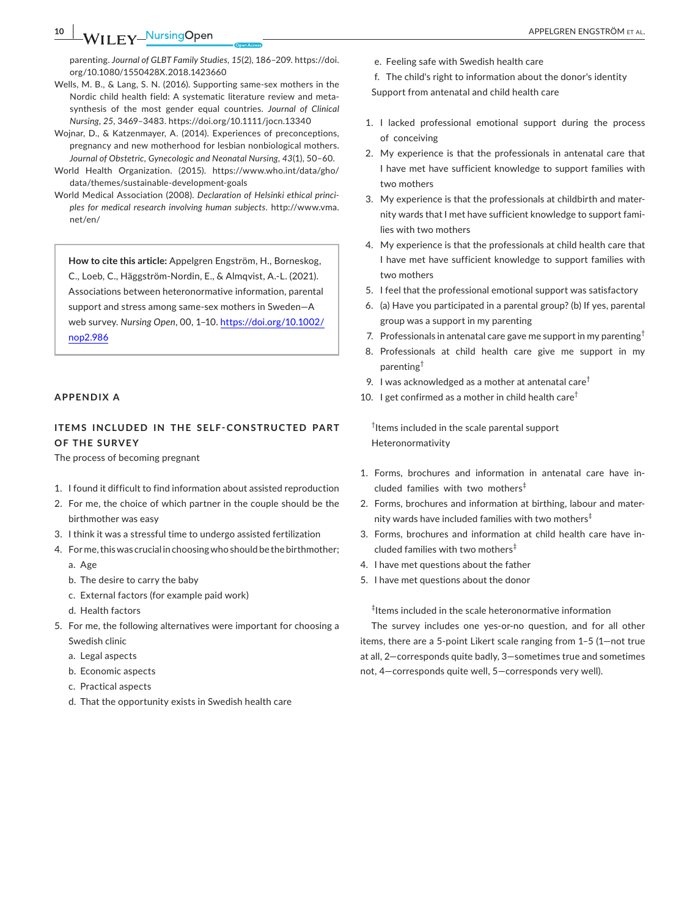parenting. *Journal of GLBT Family Studies*, *15*(2), 186–209. https://doi.org/10.1080/1550428X.2018.1423660

Wells, M. B., & Lang, S. N. (2016). Supporting same-sex mothers in the Nordic child health field: A systematic literature review and meta-synthesis of the most gender equal countries. *Journal of Clinical Nursing*, *25*, 3469–3483. https://doi.org/10.1111/jocn.13340

Wojnar, D., & Katzenmayer, A. (2014). Experiences of preconceptions, pregnancy and new motherhood for lesbian nonbiological mothers. *Journal of Obstetric, Gynecologic and Neonatal Nursing*, *43*(1), 50–60.

World Health Organization. (2015). https://www.who.int/data/gho/data/themes/sustainable-development-goals

World Medical Association (2008). *Declaration of Helsinki ethical principles for medical research involving human subjects*. http://www.vma.net/en/

**How to cite this article:** Appelgren Engström, H., Borneskog, C., Loeb, C., Häggström-Nordin, E., & Almqvist, A.-L. (2021). Associations between heteronormative information, parental support and stress among same-sex mothers in Sweden—A web survey. *Nursing Open*, 00, 1–10. https://doi.org/10.1002/nop2.986

## APPENDIX A

### ITEMS INCLUDED IN THE SELF-CONSTRUCTED PART OF THE SURVEY

The process of becoming pregnant

1. I found it difficult to find information about assisted reproduction
2. For me, the choice of which partner in the couple should be the birthmother was easy
3. I think it was a stressful time to undergo assisted fertilization
4. For me, this was crucial in choosing who should be the birthmother;
   a. Age
   b. The desire to carry the baby
   c. External factors (for example paid work)
   d. Health factors
5. For me, the following alternatives were important for choosing a Swedish clinic
   a. Legal aspects
   b. Economic aspects
   c. Practical aspects
   d. That the opportunity exists in Swedish health care
   e. Feeling safe with Swedish health care
   f. The child's right to information about the donor's identity

Support from antenatal and child health care

1. I lacked professional emotional support during the process of conceiving
2. My experience is that the professionals in antenatal care that I have met have sufficient knowledge to support families with two mothers
3. My experience is that the professionals at childbirth and maternity wards that I met have sufficient knowledge to support families with two mothers
4. My experience is that the professionals at child health care that I have met have sufficient knowledge to support families with two mothers
5. I feel that the professional emotional support was satisfactory
6. (a) Have you participated in a parental group? (b) If yes, parental group was a support in my parenting
7. Professionals in antenatal care gave me support in my parenting†
8. Professionals at child health care give me support in my parenting†
9. I was acknowledged as a mother at antenatal care†
10. I get confirmed as a mother in child health care†

†Items included in the scale parental support

Heteronormativity

1. Forms, brochures and information in antenatal care have included families with two mothers‡
2. Forms, brochures and information at birthing, labour and maternity wards have included families with two mothers‡
3. Forms, brochures and information at child health care have included families with two mothers‡
4. I have met questions about the father
5. I have met questions about the donor

‡Items included in the scale heteronormative information

The survey includes one yes-or-no question, and for all other items, there are a 5-point Likert scale ranging from 1–5 (1—not true at all, 2—corresponds quite badly, 3—sometimes true and sometimes not, 4—corresponds quite well, 5—corresponds very well).